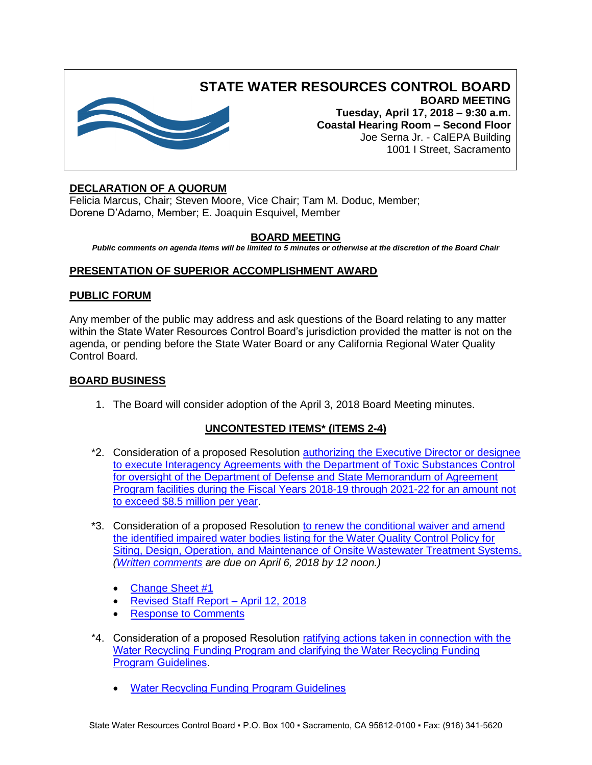# STATE WATER RESOURCES CONTROL BOARD

**BOARD MEETING**
**Tuesday, April 17, 2018 – 9:30 a.m.**
**Coastal Hearing Room – Second Floor**
Joe Serna Jr. - CalEPA Building
1001 I Street, Sacramento

## DECLARATION OF A QUORUM

Felicia Marcus, Chair; Steven Moore, Vice Chair; Tam M. Doduc, Member; Dorene D'Adamo, Member; E. Joaquin Esquivel, Member

## BOARD MEETING

***Public comments on agenda items will be limited to 5 minutes or otherwise at the discretion of the Board Chair***

## PRESENTATION OF SUPERIOR ACCOMPLISHMENT AWARD

## PUBLIC FORUM

Any member of the public may address and ask questions of the Board relating to any matter within the State Water Resources Control Board's jurisdiction provided the matter is not on the agenda, or pending before the State Water Board or any California Regional Water Quality Control Board.

## BOARD BUSINESS

1. The Board will consider adoption of the April 3, 2018 Board Meeting minutes.

### UNCONTESTED ITEMS* (ITEMS 2-4)

*2. Consideration of a proposed Resolution authorizing the Executive Director or designee to execute Interagency Agreements with the Department of Toxic Substances Control for oversight of the Department of Defense and State Memorandum of Agreement Program facilities during the Fiscal Years 2018-19 through 2021-22 for an amount not to exceed $8.5 million per year.

*3. Consideration of a proposed Resolution to renew the conditional waiver and amend the identified impaired water bodies listing for the Water Quality Control Policy for Siting, Design, Operation, and Maintenance of Onsite Wastewater Treatment Systems. *(Written comments are due on April 6, 2018 by 12 noon.)*

- Change Sheet #1
- Revised Staff Report – April 12, 2018
- Response to Comments

*4. Consideration of a proposed Resolution ratifying actions taken in connection with the Water Recycling Funding Program and clarifying the Water Recycling Funding Program Guidelines.

- Water Recycling Funding Program Guidelines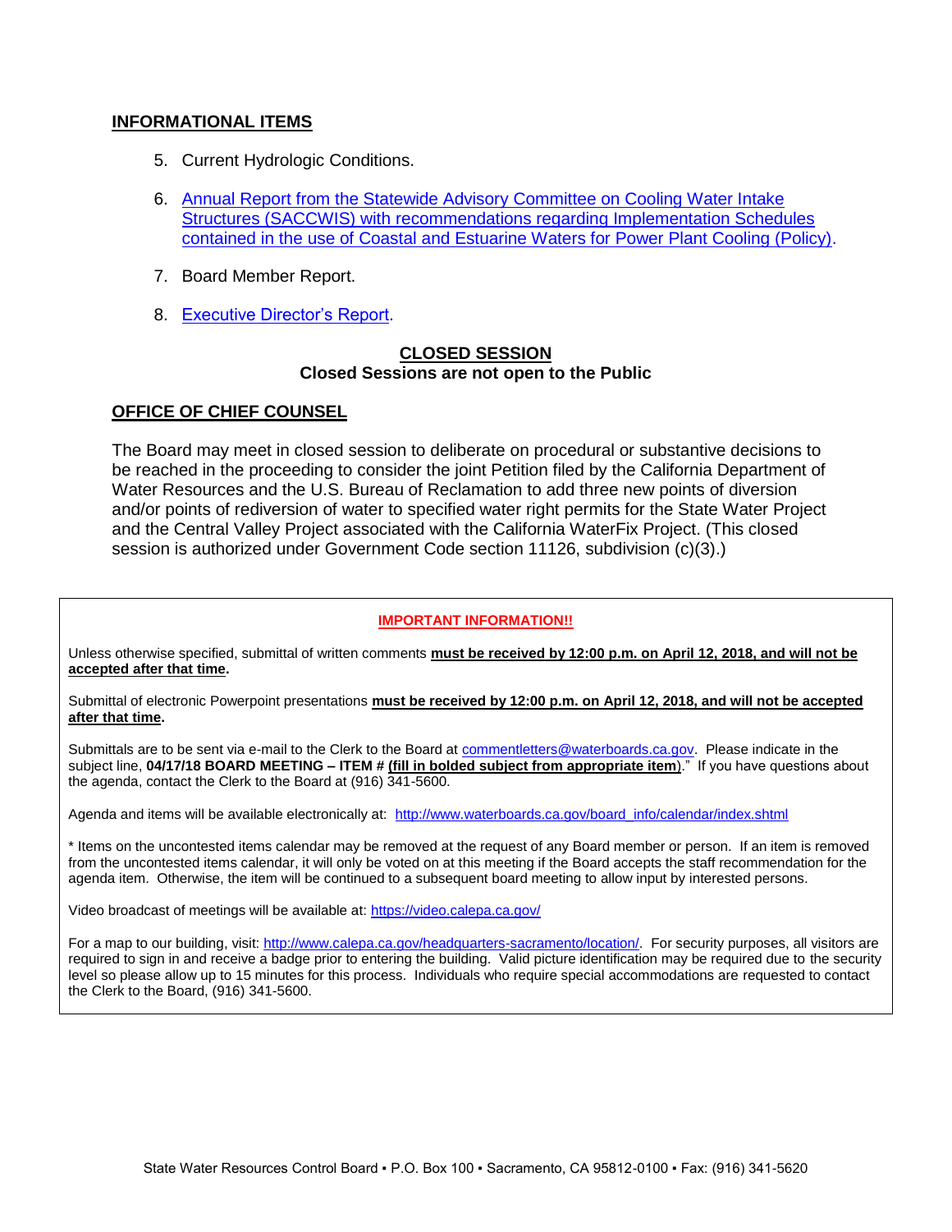## INFORMATIONAL ITEMS

5. Current Hydrologic Conditions.

6. [Annual Report from the Statewide Advisory Committee on Cooling Water Intake Structures (SACCWIS) with recommendations regarding Implementation Schedules contained in the use of Coastal and Estuarine Waters for Power Plant Cooling (Policy)](#).

7. Board Member Report.

8. [Executive Director's Report](#).

## CLOSED SESSION

**Closed Sessions are not open to the Public**

## OFFICE OF CHIEF COUNSEL

The Board may meet in closed session to deliberate on procedural or substantive decisions to be reached in the proceeding to consider the joint Petition filed by the California Department of Water Resources and the U.S. Bureau of Reclamation to add three new points of diversion and/or points of rediversion of water to specified water right permits for the State Water Project and the Central Valley Project associated with the California WaterFix Project. (This closed session is authorized under Government Code section 11126, subdivision (c)(3).)

---

**IMPORTANT INFORMATION!!**

Unless otherwise specified, submittal of written comments **must be received by 12:00 p.m. on April 12, 2018, and will not be accepted after that time.**

Submittal of electronic Powerpoint presentations **must be received by 12:00 p.m. on April 12, 2018, and will not be accepted after that time.**

Submittals are to be sent via e-mail to the Clerk to the Board at commentletters@waterboards.ca.gov. Please indicate in the subject line, **04/17/18 BOARD MEETING – ITEM # (fill in bolded subject from appropriate item)**." If you have questions about the agenda, contact the Clerk to the Board at (916) 341-5600.

Agenda and items will be available electronically at: http://www.waterboards.ca.gov/board_info/calendar/index.shtml

* Items on the uncontested items calendar may be removed at the request of any Board member or person. If an item is removed from the uncontested items calendar, it will only be voted on at this meeting if the Board accepts the staff recommendation for the agenda item. Otherwise, the item will be continued to a subsequent board meeting to allow input by interested persons.

Video broadcast of meetings will be available at: https://video.calepa.ca.gov/

For a map to our building, visit: http://www.calepa.ca.gov/headquarters-sacramento/location/. For security purposes, all visitors are required to sign in and receive a badge prior to entering the building. Valid picture identification may be required due to the security level so please allow up to 15 minutes for this process. Individuals who require special accommodations are requested to contact the Clerk to the Board, (916) 341-5600.

---

State Water Resources Control Board ▪ P.O. Box 100 ▪ Sacramento, CA 95812-0100 ▪ Fax: (916) 341-5620